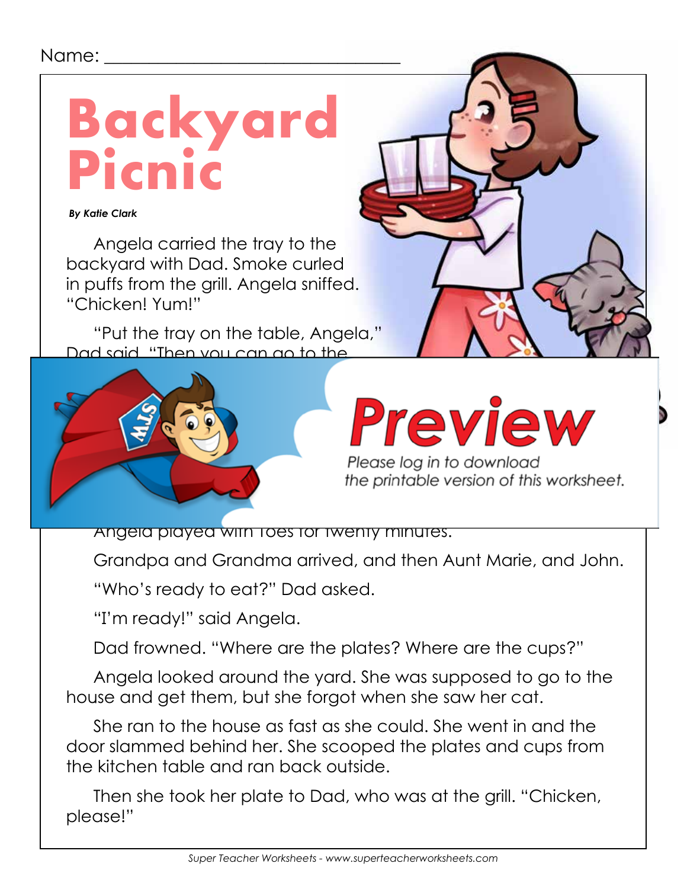Name: ______________________________

# Backyard Picnic

***By Katie Clark***

Angela carried the tray to the backyard with Dad. Smoke curled in puffs from the grill. Angela sniffed. "Chicken! Yum!"

"Put the tray on the table, Angela," Dad said. "Then you can go to the

**Preview**

*Please log in to download the printable version of this worksheet.*

Angela played with Toes for twenty minutes.

Grandpa and Grandma arrived, and then Aunt Marie, and John.

"Who's ready to eat?" Dad asked.

"I'm ready!" said Angela.

Dad frowned. "Where are the plates? Where are the cups?"

Angela looked around the yard. She was supposed to go to the house and get them, but she forgot when she saw her cat.

She ran to the house as fast as she could. She went in and the door slammed behind her. She scooped the plates and cups from the kitchen table and ran back outside.

Then she took her plate to Dad, who was at the grill. "Chicken, please!"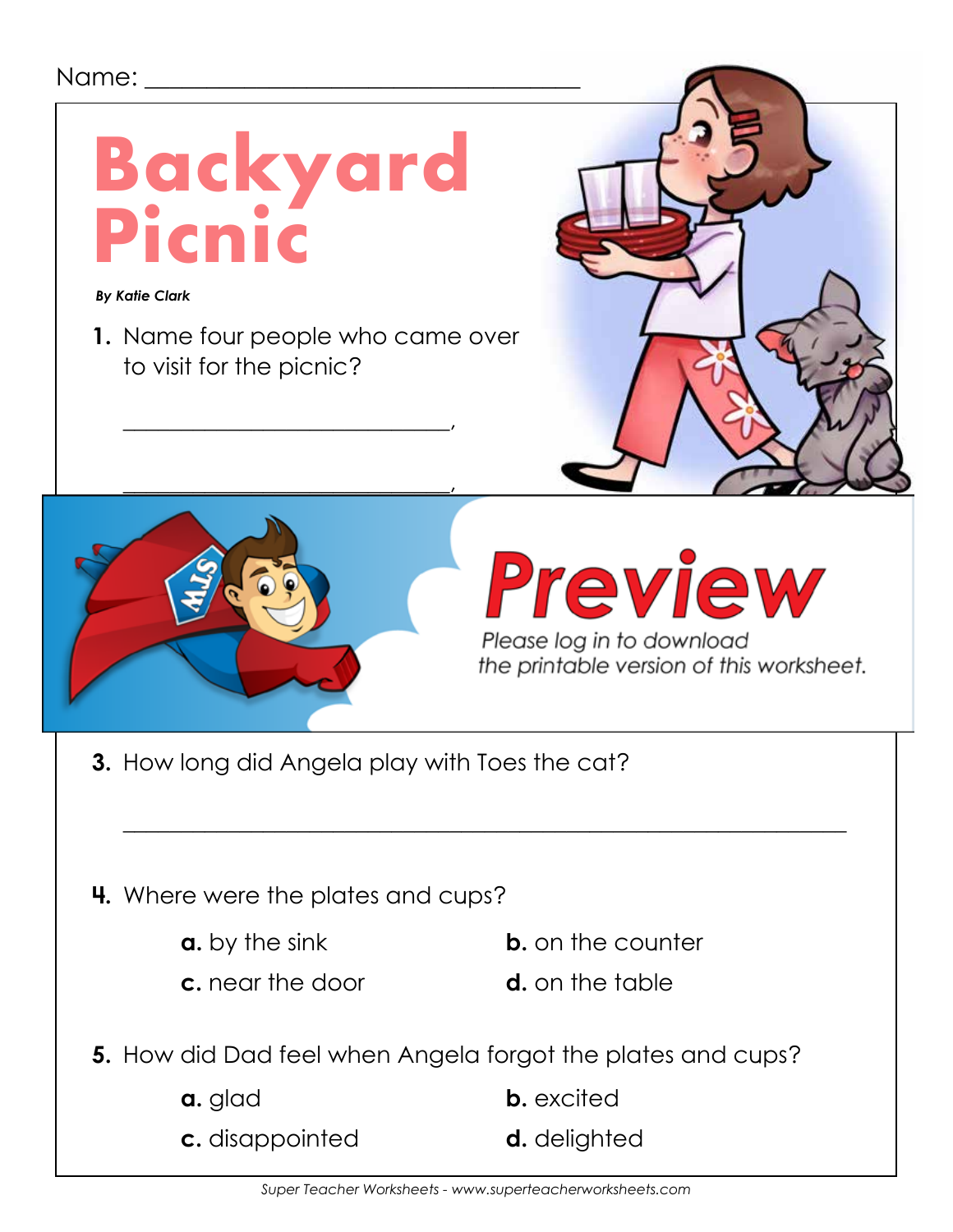Name: ___________________________________

# Backyard Picnic

***By Katie Clark***

1. Name four people who came over to visit for the picnic?

   ____________________________,

   ____________________________,

**Preview**

*Please log in to download the printable version of this worksheet.*

3. How long did Angela play with Toes the cat?

   ___________________________________________________________

4. Where were the plates and cups?

   **a.** by the sink
   **b.** on the counter
   **c.** near the door
   **d.** on the table

5. How did Dad feel when Angela forgot the plates and cups?

   **a.** glad
   **b.** excited
   **c.** disappointed
   **d.** delighted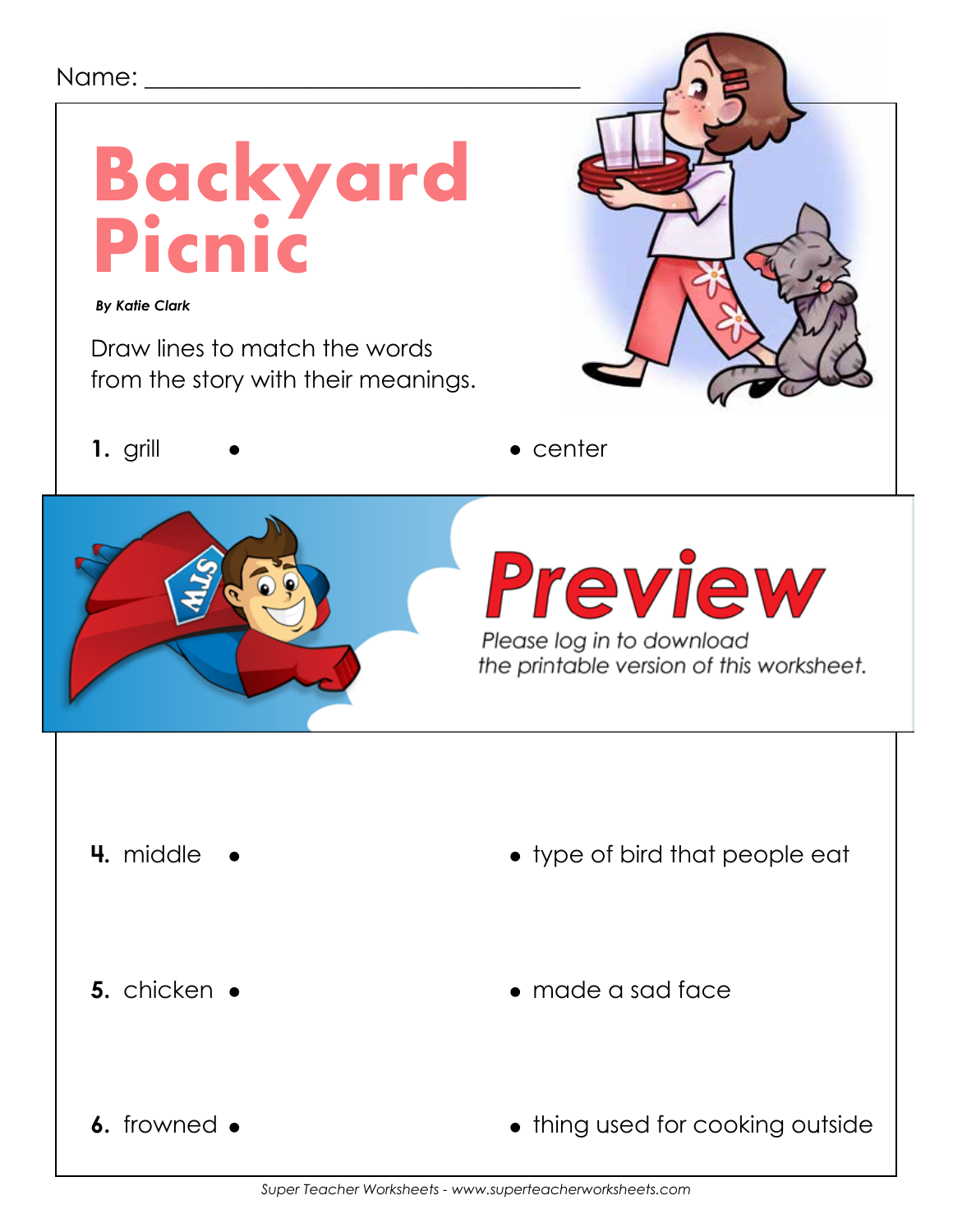Name: ___________________________________

# Backyard Picnic

***By Katie Clark***

Draw lines to match the words from the story with their meanings.

| | |
|---|---|
| **1.** grill • | • center |

# Preview

*Please log in to download the printable version of this worksheet.*

| | |
|---|---|
| **4.** middle • | • type of bird that people eat |
| **5.** chicken • | • made a sad face |
| **6.** frowned • | • thing used for cooking outside |

*Super Teacher Worksheets - www.superteacherworksheets.com*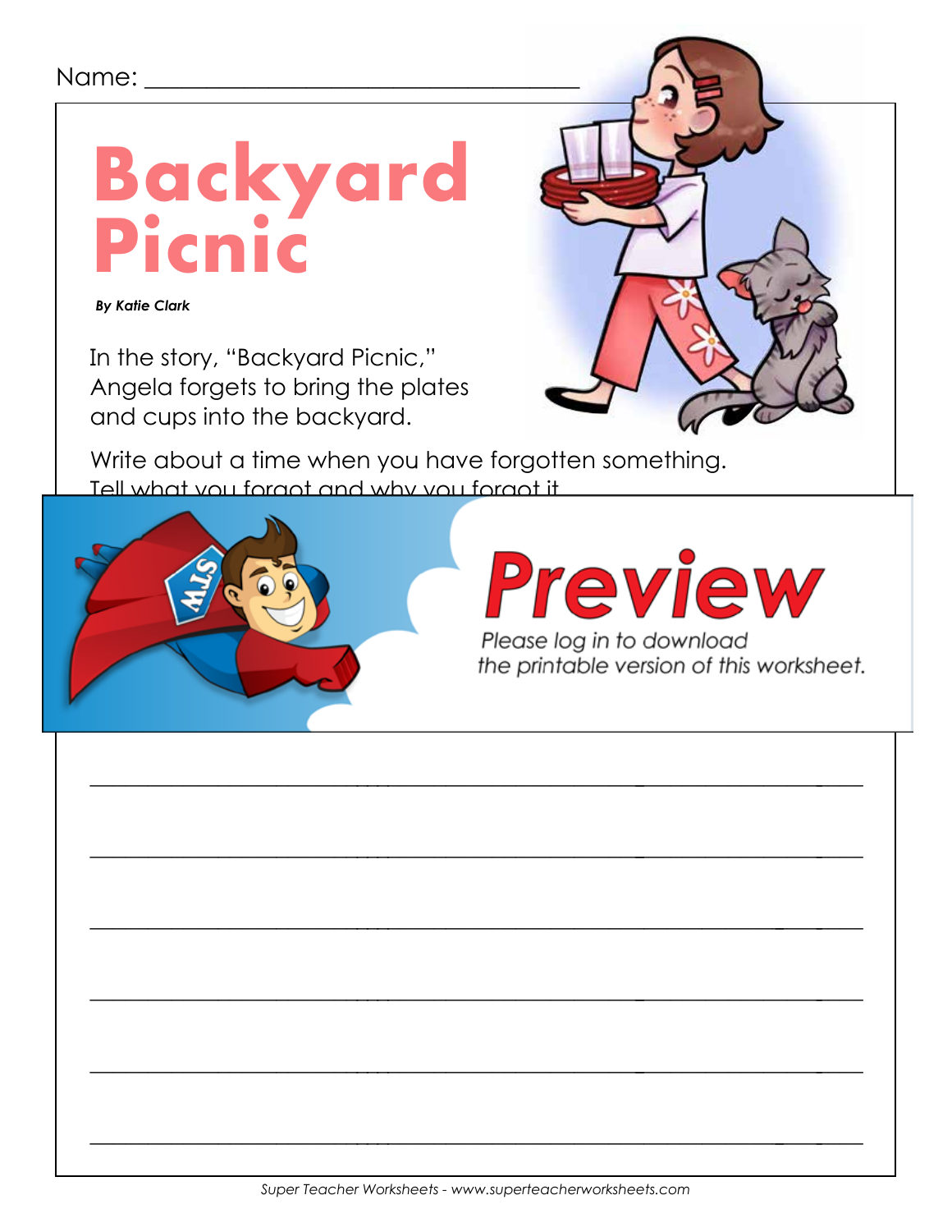Name: ___________________________________

# Backyard Picnic

***By Katie Clark***

In the story, "Backyard Picnic," Angela forgets to bring the plates and cups into the backyard.

Write about a time when you have forgotten something. Tell what you forgot and why you forgot it.

**Preview**

*Please log in to download the printable version of this worksheet.*

______________________________________________________________________

______________________________________________________________________

______________________________________________________________________

______________________________________________________________________

______________________________________________________________________

______________________________________________________________________

*Super Teacher Worksheets - www.superteacherworksheets.com*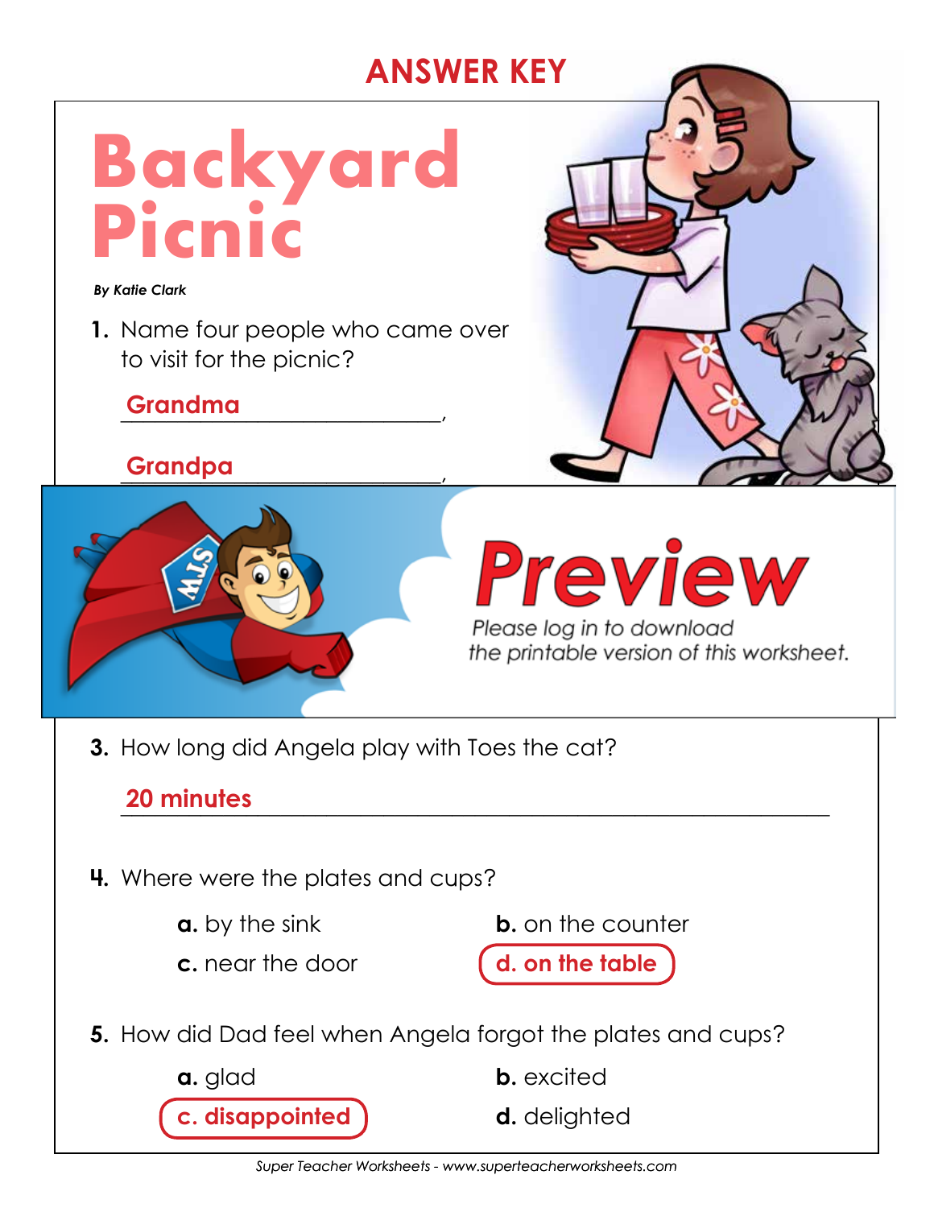ANSWER KEY

# Backyard Picnic

***By Katie Clark***

1. Name four people who came over to visit for the picnic?

   **Grandma**,

   **Grandpa**,

**Preview**

*Please log in to download the printable version of this worksheet.*

3. How long did Angela play with Toes the cat?

   **20 minutes**

4. Where were the plates and cups?

   **a.** by the sink
   **b.** on the counter
   **c.** near the door
   **d. on the table**

5. How did Dad feel when Angela forgot the plates and cups?

   **a.** glad
   **b.** excited
   **c. disappointed**
   **d.** delighted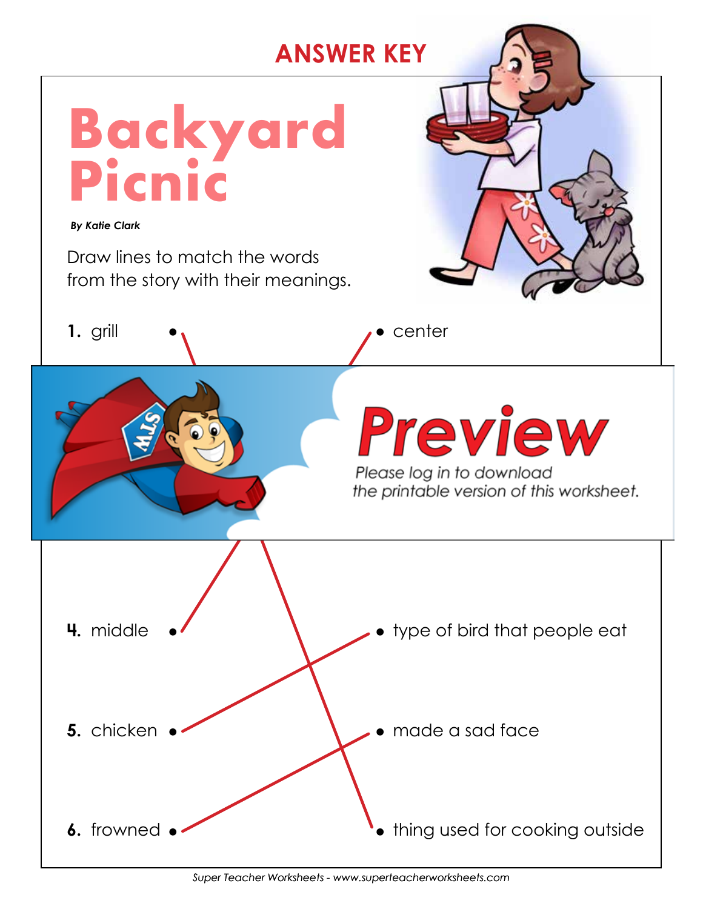**ANSWER KEY**

# Backyard Picnic

***By Katie Clark***

Draw lines to match the words from the story with their meanings.

1. grill • • center

Preview

Please log in to download the printable version of this worksheet.

4. middle • • type of bird that people eat

5. chicken • • made a sad face

6. frowned • • thing used for cooking outside